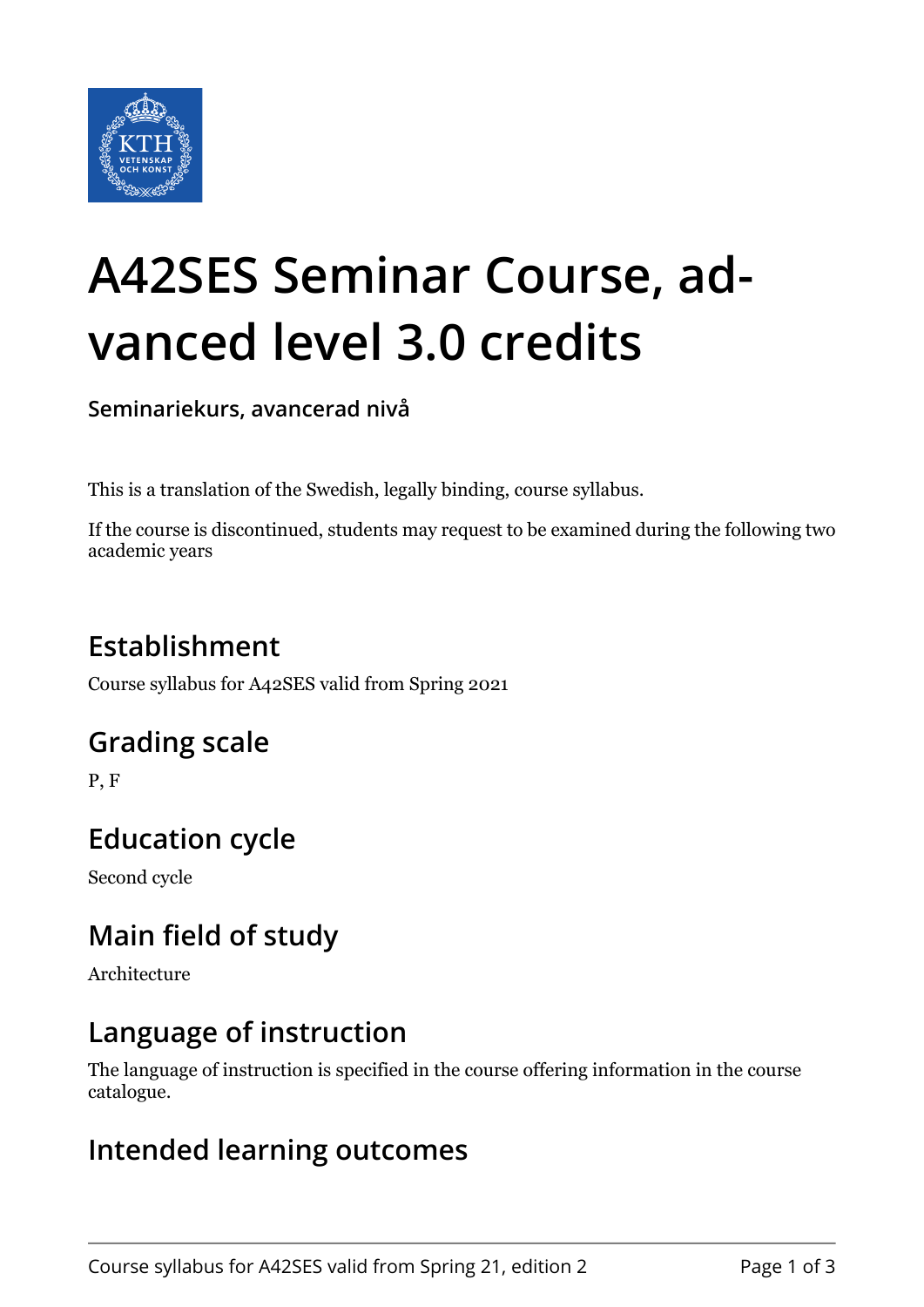# A42SES Seminar Course, advanced level 3.0 credits

**Seminariekurs, avancerad nivå**

This is a translation of the Swedish, legally binding, course syllabus.

If the course is discontinued, students may request to be examined during the following two academic years

## Establishment

Course syllabus for A42SES valid from Spring 2021

## Grading scale

P, F

## Education cycle

Second cycle

## Main field of study

Architecture

## Language of instruction

The language of instruction is specified in the course offering information in the course catalogue.

## Intended learning outcomes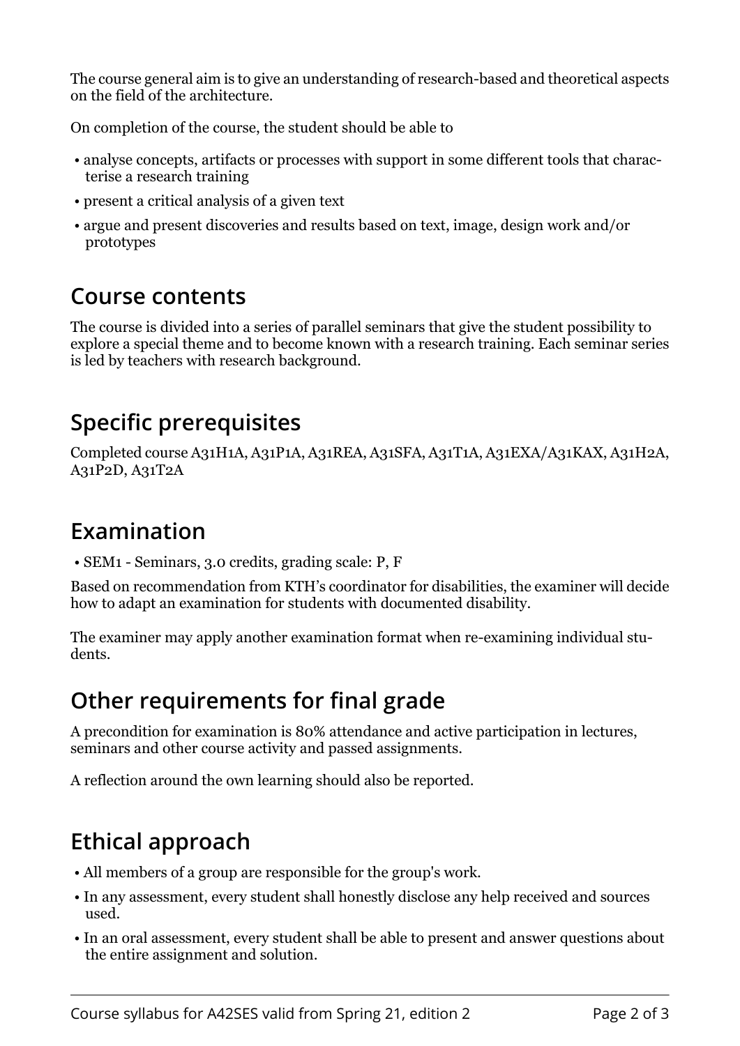The course general aim is to give an understanding of research-based and theoretical aspects on the field of the architecture.

On completion of the course, the student should be able to

- analyse concepts, artifacts or processes with support in some different tools that characterise a research training
- present a critical analysis of a given text
- argue and present discoveries and results based on text, image, design work and/or prototypes

## Course contents

The course is divided into a series of parallel seminars that give the student possibility to explore a special theme and to become known with a research training. Each seminar series is led by teachers with research background.

## Specific prerequisites

Completed course A31H1A, A31P1A, A31REA, A31SFA, A31T1A, A31EXA/A31KAX, A31H2A, A31P2D, A31T2A

## Examination

- SEM1 - Seminars, 3.0 credits, grading scale: P, F

Based on recommendation from KTH's coordinator for disabilities, the examiner will decide how to adapt an examination for students with documented disability.

The examiner may apply another examination format when re-examining individual students.

## Other requirements for final grade

A precondition for examination is 80% attendance and active participation in lectures, seminars and other course activity and passed assignments.

A reflection around the own learning should also be reported.

## Ethical approach

- All members of a group are responsible for the group's work.
- In any assessment, every student shall honestly disclose any help received and sources used.
- In an oral assessment, every student shall be able to present and answer questions about the entire assignment and solution.